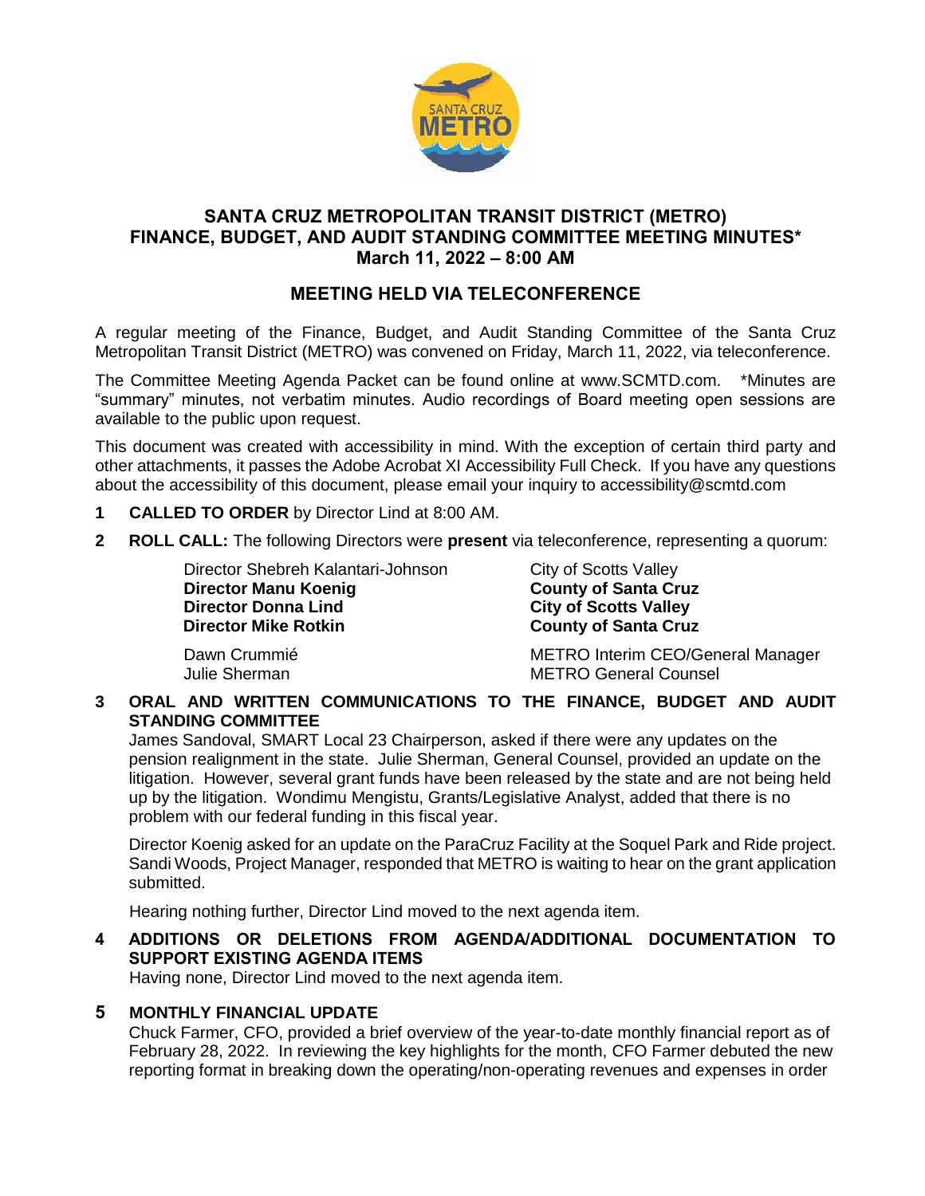# SANTA CRUZ METROPOLITAN TRANSIT DISTRICT (METRO)
# FINANCE, BUDGET, AND AUDIT STANDING COMMITTEE MEETING MINUTES*
## March 11, 2022 – 8:00 AM

## MEETING HELD VIA TELECONFERENCE

A regular meeting of the Finance, Budget, and Audit Standing Committee of the Santa Cruz Metropolitan Transit District (METRO) was convened on Friday, March 11, 2022, via teleconference.

The Committee Meeting Agenda Packet can be found online at www.SCMTD.com. *Minutes are "summary" minutes, not verbatim minutes. Audio recordings of Board meeting open sessions are available to the public upon request.

This document was created with accessibility in mind. With the exception of certain third party and other attachments, it passes the Adobe Acrobat XI Accessibility Full Check. If you have any questions about the accessibility of this document, please email your inquiry to accessibility@scmtd.com

**1 CALLED TO ORDER** by Director Lind at 8:00 AM.

**2 ROLL CALL:** The following Directors were **present** via teleconference, representing a quorum:

| | |
|---|---|
| Director Shebreh Kalantari-Johnson | City of Scotts Valley |
| **Director Manu Koenig** | **County of Santa Cruz** |
| **Director Donna Lind** | **City of Scotts Valley** |
| **Director Mike Rotkin** | **County of Santa Cruz** |
| Dawn Crummié | METRO Interim CEO/General Manager |
| Julie Sherman | METRO General Counsel |

**3 ORAL AND WRITTEN COMMUNICATIONS TO THE FINANCE, BUDGET AND AUDIT STANDING COMMITTEE**

James Sandoval, SMART Local 23 Chairperson, asked if there were any updates on the pension realignment in the state. Julie Sherman, General Counsel, provided an update on the litigation. However, several grant funds have been released by the state and are not being held up by the litigation. Wondimu Mengistu, Grants/Legislative Analyst, added that there is no problem with our federal funding in this fiscal year.

Director Koenig asked for an update on the ParaCruz Facility at the Soquel Park and Ride project. Sandi Woods, Project Manager, responded that METRO is waiting to hear on the grant application submitted.

Hearing nothing further, Director Lind moved to the next agenda item.

**4 ADDITIONS OR DELETIONS FROM AGENDA/ADDITIONAL DOCUMENTATION TO SUPPORT EXISTING AGENDA ITEMS**

Having none, Director Lind moved to the next agenda item.

**5 MONTHLY FINANCIAL UPDATE**

Chuck Farmer, CFO, provided a brief overview of the year-to-date monthly financial report as of February 28, 2022. In reviewing the key highlights for the month, CFO Farmer debuted the new reporting format in breaking down the operating/non-operating revenues and expenses in order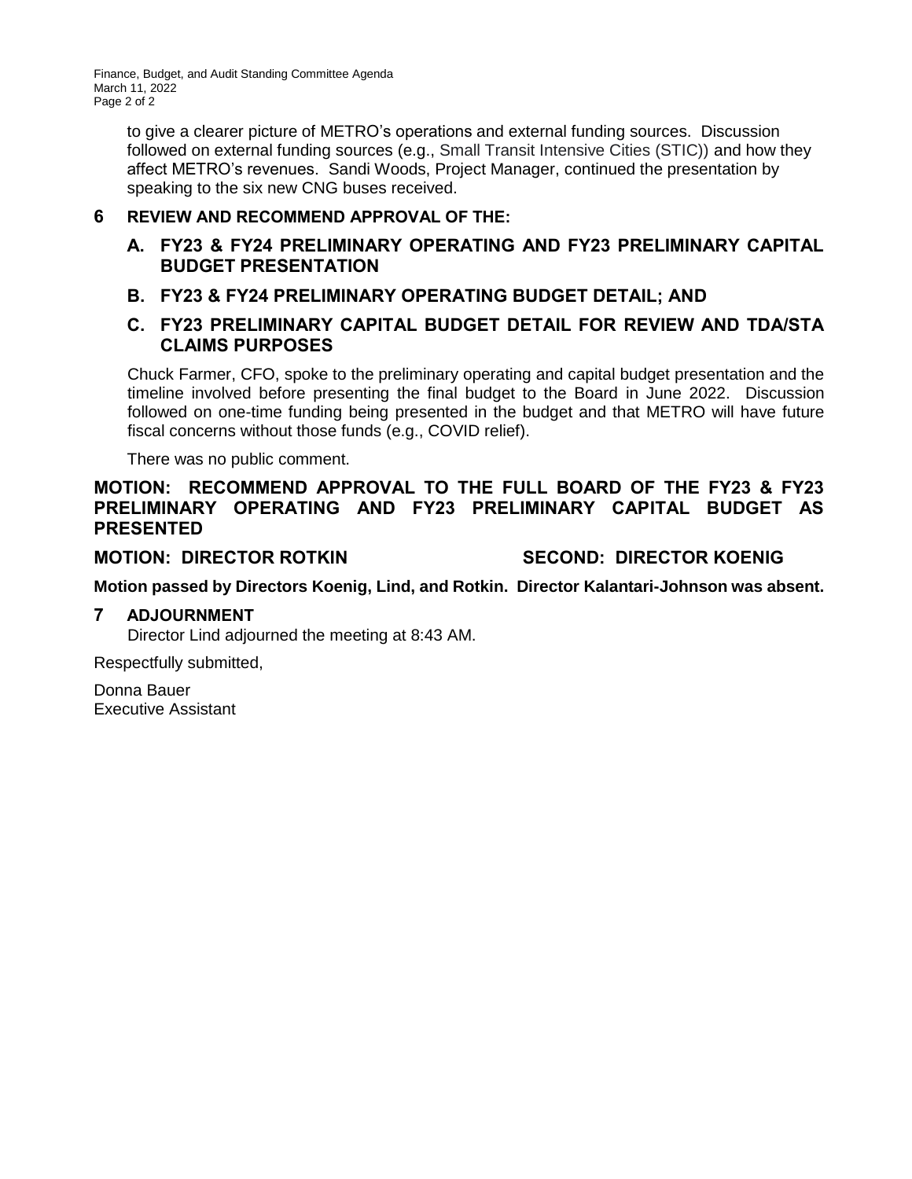to give a clearer picture of METRO's operations and external funding sources. Discussion followed on external funding sources (e.g., Small Transit Intensive Cities (STIC)) and how they affect METRO's revenues. Sandi Woods, Project Manager, continued the presentation by speaking to the six new CNG buses received.

## 6 REVIEW AND RECOMMEND APPROVAL OF THE:

### A. FY23 & FY24 PRELIMINARY OPERATING AND FY23 PRELIMINARY CAPITAL BUDGET PRESENTATION

### B. FY23 & FY24 PRELIMINARY OPERATING BUDGET DETAIL; AND

### C. FY23 PRELIMINARY CAPITAL BUDGET DETAIL FOR REVIEW AND TDA/STA CLAIMS PURPOSES

Chuck Farmer, CFO, spoke to the preliminary operating and capital budget presentation and the timeline involved before presenting the final budget to the Board in June 2022. Discussion followed on one-time funding being presented in the budget and that METRO will have future fiscal concerns without those funds (e.g., COVID relief).

There was no public comment.

**MOTION: RECOMMEND APPROVAL TO THE FULL BOARD OF THE FY23 & FY23 PRELIMINARY OPERATING AND FY23 PRELIMINARY CAPITAL BUDGET AS PRESENTED**

**MOTION: DIRECTOR ROTKIN SECOND: DIRECTOR KOENIG**

**Motion passed by Directors Koenig, Lind, and Rotkin. Director Kalantari-Johnson was absent.**

## 7 ADJOURNMENT

Director Lind adjourned the meeting at 8:43 AM.

Respectfully submitted,

Donna Bauer
Executive Assistant